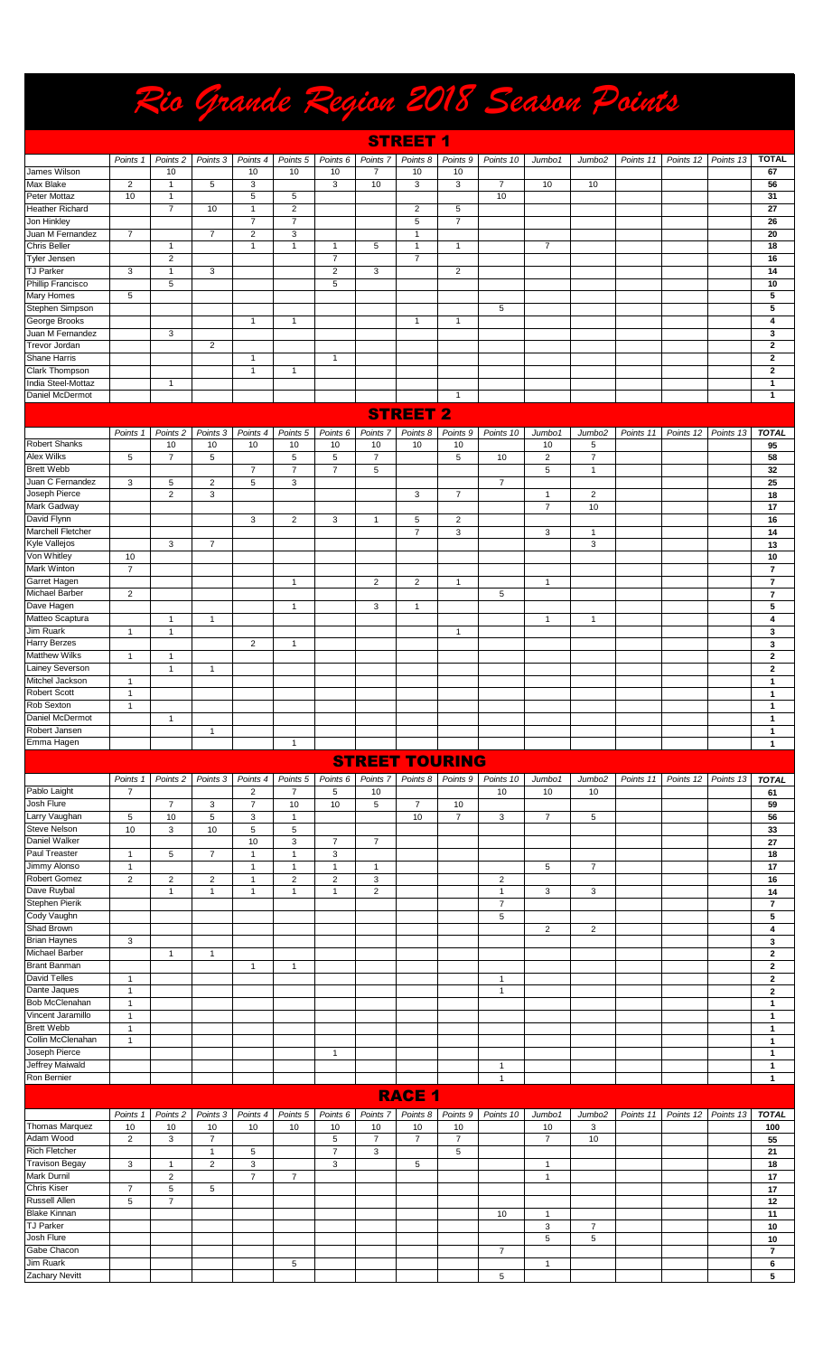# Rio Grande Region 2018 Season Points

## STREET 1

| | Points 1 | Points 2 | Points 3 | Points 4 | Points 5 | Points 6 | Points 7 | Points 8 | Points 9 | Points 10 | Jumbo1 | Jumbo2 | Points 11 | Points 12 | Points 13 | TOTAL |
|---|---|---|---|---|---|---|---|---|---|---|---|---|---|---|---|---|
| James Wilson | | 10 | | 10 | 10 | 10 | 7 | 10 | 10 | | | | | | | 67 |
| Max Blake | 2 | 1 | 5 | 3 | | 3 | 10 | 3 | 3 | 7 | 10 | 10 | | | | 56 |
| Peter Mottaz | 10 | 1 | | 5 | 5 | | | | | 10 | | | | | | 31 |
| Heather Richard | | 7 | 10 | 1 | 2 | | | 2 | 5 | | | | | | | 27 |
| Jon Hinkley | | | | 7 | 7 | | | 5 | 7 | | | | | | | 26 |
| Juan M Fernandez | 7 | | 7 | 2 | 3 | | | 1 | | | | | | | | 20 |
| Chris Beller | | 1 | | 1 | 1 | 1 | 5 | 1 | 1 | | 7 | | | | | 18 |
| Tyler Jensen | | 2 | | | | 7 | | 7 | | | | | | | | 16 |
| TJ Parker | 3 | 1 | 3 | | | 2 | 3 | | 2 | | | | | | | 14 |
| Phillip Francisco | | 5 | | | | 5 | | | | | | | | | | 10 |
| Mary Homes | 5 | | | | | | | | | | | | | | | 5 |
| Stephen Simpson | | | | | | | | | | 5 | | | | | | 5 |
| George Brooks | | | | 1 | 1 | | | 1 | 1 | | | | | | | 4 |
| Juan M Fernandez | | 3 | | | | | | | | | | | | | | 3 |
| Trevor Jordan | | | 2 | | | | | | | | | | | | | 2 |
| Shane Harris | | | | 1 | | 1 | | | | | | | | | | 2 |
| Clark Thompson | | | | 1 | 1 | | | | | | | | | | | 2 |
| India Steel-Mottaz | | 1 | | | | | | | | | | | | | | 1 |
| Daniel McDermot | | | | | | | | | 1 | | | | | | | 1 |

## STREET 2

| | Points 1 | Points 2 | Points 3 | Points 4 | Points 5 | Points 6 | Points 7 | Points 8 | Points 9 | Points 10 | Jumbo1 | Jumbo2 | Points 11 | Points 12 | Points 13 | TOTAL |
|---|---|---|---|---|---|---|---|---|---|---|---|---|---|---|---|---|
| Robert Shanks | | 10 | 10 | 10 | 10 | 10 | 10 | 10 | 10 | | 10 | 5 | | | | 95 |
| Alex Wilks | 5 | 7 | 5 | | 5 | 5 | 7 | | 5 | 10 | 2 | 7 | | | | 58 |
| Brett Webb | | | | 7 | 7 | 7 | 5 | | | | 5 | 1 | | | | 32 |
| Juan C Fernandez | 3 | 5 | 2 | 5 | 3 | | | | | 7 | | | | | | 25 |
| Joseph Pierce | | 2 | 3 | | | | | 3 | 7 | | 1 | 2 | | | | 18 |
| Mark Gadway | | | | | | | | | | | 7 | 10 | | | | 17 |
| David Flynn | | | | 3 | 2 | 3 | 1 | 5 | 2 | | | | | | | 16 |
| Marchell Fletcher | | | | | | | | 7 | 3 | | 3 | 1 | | | | 14 |
| Kyle Vallejos | | 3 | 7 | | | | | | | | | 3 | | | | 13 |
| Von Whitley | 10 | | | | | | | | | | | | | | | 10 |
| Mark Winton | 7 | | | | | | | | | | | | | | | 7 |
| Garret Hagen | | | | | 1 | | 2 | 2 | 1 | | 1 | | | | | 7 |
| Michael Barber | 2 | | | | | | | | | 5 | | | | | | 7 |
| Dave Hagen | | | | | 1 | | 3 | 1 | | | | | | | | 5 |
| Matteo Scaptura | | 1 | 1 | | | | | | | | 1 | 1 | | | | 4 |
| Jim Ruark | 1 | 1 | | | | | | | 1 | | | | | | | 3 |
| Harry Berzes | | | | 2 | 1 | | | | | | | | | | | 3 |
| Matthew Wilks | 1 | 1 | | | | | | | | | | | | | | 2 |
| Lainey Severson | | 1 | 1 | | | | | | | | | | | | | 2 |
| Mitchel Jackson | 1 | | | | | | | | | | | | | | | 1 |
| Robert Scott | 1 | | | | | | | | | | | | | | | 1 |
| Rob Sexton | 1 | | | | | | | | | | | | | | | 1 |
| Daniel McDermot | | 1 | | | | | | | | | | | | | | 1 |
| Robert Jansen | | | 1 | | | | | | | | | | | | | 1 |
| Emma Hagen | | | | | 1 | | | | | | | | | | | 1 |

## STREET TOURING

| | Points 1 | Points 2 | Points 3 | Points 4 | Points 5 | Points 6 | Points 7 | Points 8 | Points 9 | Points 10 | Jumbo1 | Jumbo2 | Points 11 | Points 12 | Points 13 | TOTAL |
|---|---|---|---|---|---|---|---|---|---|---|---|---|---|---|---|---|
| Pablo Laight | 7 | | | 2 | 7 | 5 | 10 | | | 10 | 10 | 10 | | | | 61 |
| Josh Flure | | 7 | 3 | 7 | 10 | 10 | 5 | 7 | 10 | | | | | | | 59 |
| Larry Vaughan | 5 | 10 | 5 | 3 | 1 | | | 10 | 7 | 3 | 7 | 5 | | | | 56 |
| Steve Nelson | 10 | 3 | 10 | 5 | 5 | | | | | | | | | | | 33 |
| Daniel Walker | | | | 10 | 3 | 7 | 7 | | | | | | | | | 27 |
| Paul Treaster | 1 | 5 | 7 | 1 | 1 | 3 | | | | | | | | | | 18 |
| Jimmy Alonso | 1 | | | 1 | 1 | 1 | 1 | | | | 5 | 7 | | | | 17 |
| Robert Gomez | 2 | 2 | 2 | 1 | 2 | 2 | 3 | | | 2 | | | | | | 16 |
| Dave Roybal | | 1 | 1 | 1 | 1 | 1 | 2 | | | 1 | 3 | 3 | | | | 14 |
| Stephen Pierik | | | | | | | | | | 7 | | | | | | 7 |
| Cody Vaughn | | | | | | | | | | 5 | | | | | | 5 |
| Shad Brown | | | | | | | | | | | 2 | 2 | | | | 4 |
| Brian Haynes | 3 | | | | | | | | | | | | | | | 3 |
| Michael Barber | | 1 | 1 | | | | | | | | | | | | | 2 |
| Brant Banman | | | | 1 | 1 | | | | | | | | | | | 2 |
| David Telles | 1 | | | | | | | | | 1 | | | | | | 2 |
| Dante Jaques | 1 | | | | | | | | | 1 | | | | | | 2 |
| Bob McClenahan | 1 | | | | | | | | | | | | | | | 1 |
| Vincent Jaramillo | 1 | | | | | | | | | | | | | | | 1 |
| Brett Webb | 1 | | | | | | | | | | | | | | | 1 |
| Collin McClenahan | 1 | | | | | | | | | | | | | | | 1 |
| Joseph Pierce | | | | | | 1 | | | | | | | | | | 1 |
| Jeffrey Maiwald | | | | | | | | | | 1 | | | | | | 1 |
| Ron Bernier | | | | | | | | | | 1 | | | | | | 1 |

## RACE 1

| | Points 1 | Points 2 | Points 3 | Points 4 | Points 5 | Points 6 | Points 7 | Points 8 | Points 9 | Points 10 | Jumbo1 | Jumbo2 | Points 11 | Points 12 | Points 13 | TOTAL |
|---|---|---|---|---|---|---|---|---|---|---|---|---|---|---|---|---|
| Thomas Marquez | 10 | 10 | 10 | 10 | 10 | 10 | 10 | 10 | 10 | | 10 | 3 | | | | 100 |
| Adam Wood | 2 | 3 | 7 | | | 5 | 7 | 7 | 7 | | 7 | 10 | | | | 55 |
| Rich Fletcher | | | 1 | 5 | | 7 | 3 | | 5 | | | | | | | 21 |
| Travison Begay | 3 | 1 | 2 | 3 | | 3 | | 5 | | | 1 | | | | | 18 |
| Mark Durnil | | 2 | | 7 | 7 | | | | | | 1 | | | | | 17 |
| Chris Kiser | 7 | 5 | 5 | | | | | | | | | | | | | 17 |
| Russell Allen | 5 | 7 | | | | | | | | | | | | | | 12 |
| Blake Kinnan | | | | | | | | | | 10 | 1 | | | | | 11 |
| TJ Parker | | | | | | | | | | | 3 | 7 | | | | 10 |
| Josh Flure | | | | | | | | | | | 5 | 5 | | | | 10 |
| Gabe Chacon | | | | | | | | | | 7 | | | | | | 7 |
| Jim Ruark | | | | | 5 | | | | | | 1 | | | | | 6 |
| Zachary Nevitt | | | | | | | | | | 5 | | | | | | 5 |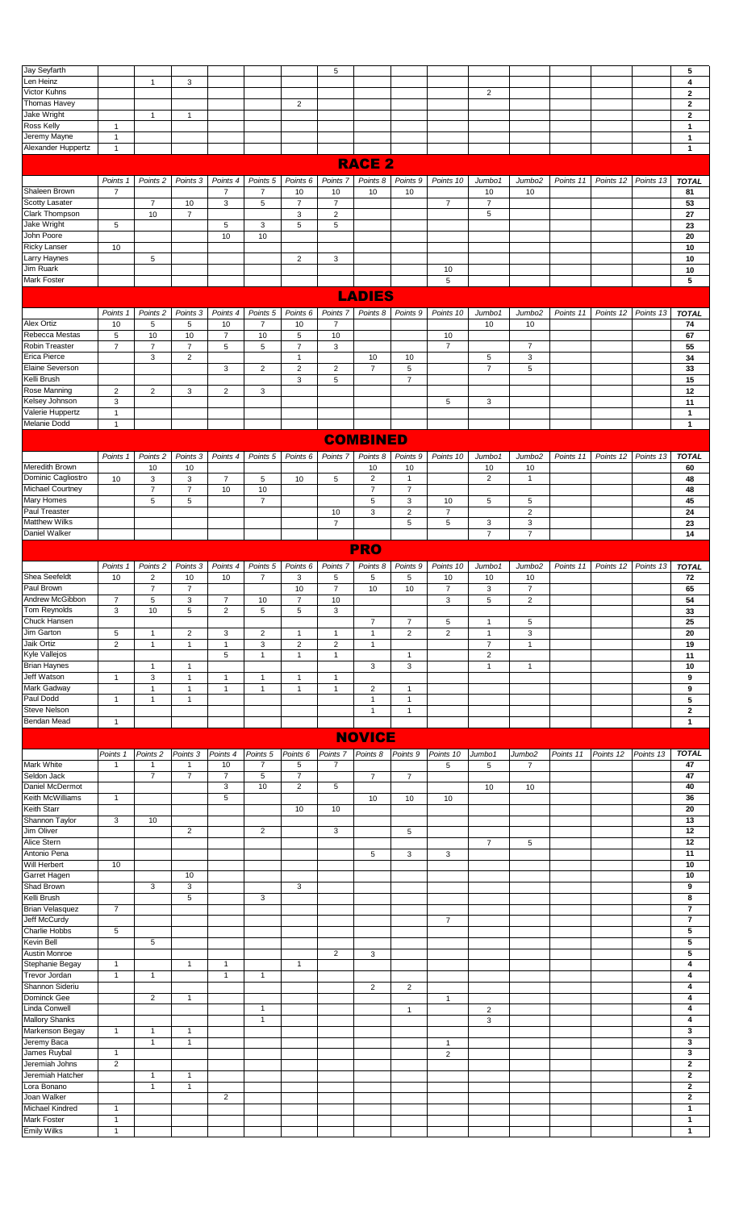| | Points 1 | Points 2 | Points 3 | Points 4 | Points 5 | Points 6 | Points 7 | Points 8 | Points 9 | Points 10 | Jumbo1 | Jumbo2 | Points 11 | Points 12 | Points 13 | TOTAL |
|---|---|---|---|---|---|---|---|---|---|---|---|---|---|---|---|---|
| Jay Seyfarth | | | | | | | 5 | | | | | | | | | **5** |
| Len Heinz | | 1 | 3 | | | | | | | | | | | | | **4** |
| Victor Kuhns | | | | | | | | | | | 2 | | | | | **2** |
| Thomas Havey | | | | | | 2 | | | | | | | | | | **2** |
| Jake Wright | | 1 | 1 | | | | | | | | | | | | | **2** |
| Ross Kelly | 1 | | | | | | | | | | | | | | | **1** |
| Jeremy Mayne | 1 | | | | | | | | | | | | | | | **1** |
| Alexander Huppertz | 1 | | | | | | | | | | | | | | | **1** |

## RACE 2

| | Points 1 | Points 2 | Points 3 | Points 4 | Points 5 | Points 6 | Points 7 | Points 8 | Points 9 | Points 10 | Jumbo1 | Jumbo2 | Points 11 | Points 12 | Points 13 | TOTAL |
|---|---|---|---|---|---|---|---|---|---|---|---|---|---|---|---|---|
| Shaleen Brown | 7 | | | 7 | 7 | 10 | 10 | 10 | 10 | | 10 | 10 | | | | **81** |
| Scotty Lasater | | 7 | 10 | 3 | 5 | 7 | 7 | | | 7 | 7 | | | | | **53** |
| Clark Thompson | | 10 | 7 | | | 3 | 2 | | | | 5 | | | | | **27** |
| Jake Wright | 5 | | | 5 | 3 | 5 | 5 | | | | | | | | | **23** |
| John Poore | | | | 10 | 10 | | | | | | | | | | | **20** |
| Ricky Lanser | 10 | | | | | | | | | | | | | | | **10** |
| Larry Haynes | | 5 | | | | 2 | 3 | | | | | | | | | **10** |
| Jim Ruark | | | | | | | | | | 10 | | | | | | **10** |
| Mark Foster | | | | | | | | | | 5 | | | | | | **5** |

## LADIES

| | Points 1 | Points 2 | Points 3 | Points 4 | Points 5 | Points 6 | Points 7 | Points 8 | Points 9 | Points 10 | Jumbo1 | Jumbo2 | Points 11 | Points 12 | Points 13 | TOTAL |
|---|---|---|---|---|---|---|---|---|---|---|---|---|---|---|---|---|
| Alex Ortiz | 10 | 5 | 5 | 10 | 7 | 10 | 7 | | | | 10 | 10 | | | | **74** |
| Rebecca Mestas | 5 | 10 | 10 | 7 | 10 | 5 | 10 | | | 10 | | | | | | **67** |
| Robin Treaster | 7 | 7 | 7 | 5 | 5 | 7 | 3 | | | 7 | | 7 | | | | **55** |
| Erica Pierce | | 3 | 2 | | | 1 | | 10 | 10 | | 5 | 3 | | | | **34** |
| Elaine Severson | | | | 3 | 2 | 2 | 2 | 7 | 5 | | 7 | 5 | | | | **33** |
| Kelli Brush | | | | | | 3 | 5 | | 7 | | | | | | | **15** |
| Rose Manning | 2 | 2 | 3 | 2 | 3 | | | | | | | | | | | **12** |
| Kelsey Johnson | 3 | | | | | | | | | 5 | 3 | | | | | **11** |
| Valerie Huppertz | 1 | | | | | | | | | | | | | | | **1** |
| Melanie Dodd | 1 | | | | | | | | | | | | | | | **1** |

## COMBINED

| | Points 1 | Points 2 | Points 3 | Points 4 | Points 5 | Points 6 | Points 7 | Points 8 | Points 9 | Points 10 | Jumbo1 | Jumbo2 | Points 11 | Points 12 | Points 13 | TOTAL |
|---|---|---|---|---|---|---|---|---|---|---|---|---|---|---|---|---|
| Meredith Brown | | 10 | 10 | | | | | 10 | 10 | | 10 | 10 | | | | **60** |
| Dominic Cagliostro | 10 | 3 | 3 | 7 | 5 | 10 | 5 | 2 | 1 | | 2 | 1 | | | | **48** |
| Michael Courtney | | 7 | 7 | 10 | 10 | | | 7 | 7 | | | | | | | **48** |
| Mary Homes | | 5 | 5 | | 7 | | | 5 | 3 | 10 | 5 | 5 | | | | **45** |
| Paul Treaster | | | | | | | 10 | 3 | 2 | 7 | | 2 | | | | **24** |
| Matthew Wilks | | | | | | | 7 | | 5 | 5 | 3 | 3 | | | | **23** |
| Daniel Walker | | | | | | | | | | | 7 | 7 | | | | **14** |

## PRO

| | Points 1 | Points 2 | Points 3 | Points 4 | Points 5 | Points 6 | Points 7 | Points 8 | Points 9 | Points 10 | Jumbo1 | Jumbo2 | Points 11 | Points 12 | Points 13 | TOTAL |
|---|---|---|---|---|---|---|---|---|---|---|---|---|---|---|---|---|
| Shea Seefeldt | 10 | 2 | 10 | 10 | 7 | 3 | 5 | 5 | 5 | 10 | 10 | 10 | | | | **72** |
| Paul Brown | | 7 | 7 | | | 10 | 7 | 10 | 10 | 7 | 3 | 7 | | | | **65** |
| Andrew McGibbon | 7 | 5 | 3 | 7 | 10 | 7 | 10 | | | 3 | 5 | 2 | | | | **54** |
| Tom Reynolds | 3 | 10 | 5 | 2 | 5 | 5 | 3 | | | | | | | | | **33** |
| Chuck Hansen | | | | | | | | 7 | 7 | 5 | 1 | 5 | | | | **25** |
| Jim Garton | 5 | 1 | 2 | 3 | 2 | 1 | 1 | 1 | 2 | 2 | 1 | 3 | | | | **20** |
| Jaik Ortiz | 2 | 1 | 1 | 1 | 3 | 2 | 2 | 1 | | | 7 | 1 | | | | **19** |
| Kyle Vallejos | | | | 5 | 1 | 1 | 1 | | 1 | | 2 | | | | | **11** |
| Brian Haynes | | 1 | 1 | | | | | 3 | 3 | | 1 | 1 | | | | **10** |
| Jeff Watson | 1 | 3 | 1 | 1 | 1 | 1 | 1 | | | | | | | | | **9** |
| Mark Gadway | | 1 | 1 | 1 | 1 | 1 | 1 | 2 | 1 | | | | | | | **9** |
| Paul Dodd | 1 | 1 | 1 | | | | | 1 | 1 | | | | | | | **5** |
| Steve Nelson | | | | | | | | 1 | 1 | | | | | | | **2** |
| Bendan Mead | 1 | | | | | | | | | | | | | | | **1** |

## NOVICE

| | Points 1 | Points 2 | Points 3 | Points 4 | Points 5 | Points 6 | Points 7 | Points 8 | Points 9 | Points 10 | Jumbo1 | Jumbo2 | Points 11 | Points 12 | Points 13 | TOTAL |
|---|---|---|---|---|---|---|---|---|---|---|---|---|---|---|---|---|
| Mark White | 1 | 1 | 1 | 10 | 7 | 5 | 7 | | | 5 | 5 | 7 | | | | **47** |
| Seldon Jack | | 7 | 7 | 7 | 5 | 7 | | 7 | 7 | | | | | | | **47** |
| Daniel McDermot | | | | 3 | 10 | 2 | 5 | | | | 10 | 10 | | | | **40** |
| Keith McWilliams | 1 | | | 5 | | | | 10 | 10 | 10 | | | | | | **36** |
| Keith Starr | | | | | | 10 | 10 | | | | | | | | | **20** |
| Shannon Taylor | 3 | 10 | | | | | | | | | | | | | | **13** |
| Jim Oliver | | | 2 | | 2 | | 3 | | 5 | | | | | | | **12** |
| Alice Stern | | | | | | | | | | | 7 | 5 | | | | **12** |
| Antonio Pena | | | | | | | | 5 | 3 | 3 | | | | | | **11** |
| Will Herbert | 10 | | | | | | | | | | | | | | | **10** |
| Garret Hagen | | | 10 | | | | | | | | | | | | | **10** |
| Shad Brown | | 3 | 3 | | | 3 | | | | | | | | | | **9** |
| Kelli Brush | | | 5 | | 3 | | | | | | | | | | | **8** |
| Brian Velasquez | 7 | | | | | | | | | | | | | | | **7** |
| Jeff McCurdy | | | | | | | | | | 7 | | | | | | **7** |
| Charlie Hobbs | 5 | | | | | | | | | | | | | | | **5** |
| Kevin Bell | | 5 | | | | | | | | | | | | | | **5** |
| Austin Monroe | | | | | | | 2 | 3 | | | | | | | | **5** |
| Stephanie Begay | 1 | | 1 | 1 | | 1 | | | | | | | | | | **4** |
| Trevor Jordan | 1 | 1 | | 1 | 1 | | | | | | | | | | | **4** |
| Shannon Sideriu | | | | | | | | 2 | 2 | | | | | | | **4** |
| Dominck Gee | | 2 | 1 | | | | | | | 1 | | | | | | **4** |
| Linda Conwell | | | | | 1 | | | | 1 | | 2 | | | | | **4** |
| Mallory Shanks | | | | | 1 | | | | | | 3 | | | | | **4** |
| Markenson Begay | 1 | 1 | 1 | | | | | | | | | | | | | **3** |
| Jeremy Baca | | 1 | 1 | | | | | | | 1 | | | | | | **3** |
| James Ruybal | 1 | | | | | | | | | 2 | | | | | | **3** |
| Jeremiah Johns | 2 | | | | | | | | | | | | | | | **2** |
| Jeremiah Hatcher | | 1 | 1 | | | | | | | | | | | | | **2** |
| Lora Bonano | | 1 | 1 | | | | | | | | | | | | | **2** |
| Joan Walker | | | | 2 | | | | | | | | | | | | **2** |
| Michael Kindred | 1 | | | | | | | | | | | | | | | **1** |
| Mark Foster | 1 | | | | | | | | | | | | | | | **1** |
| Emily Wilks | 1 | | | | | | | | | | | | | | | **1** |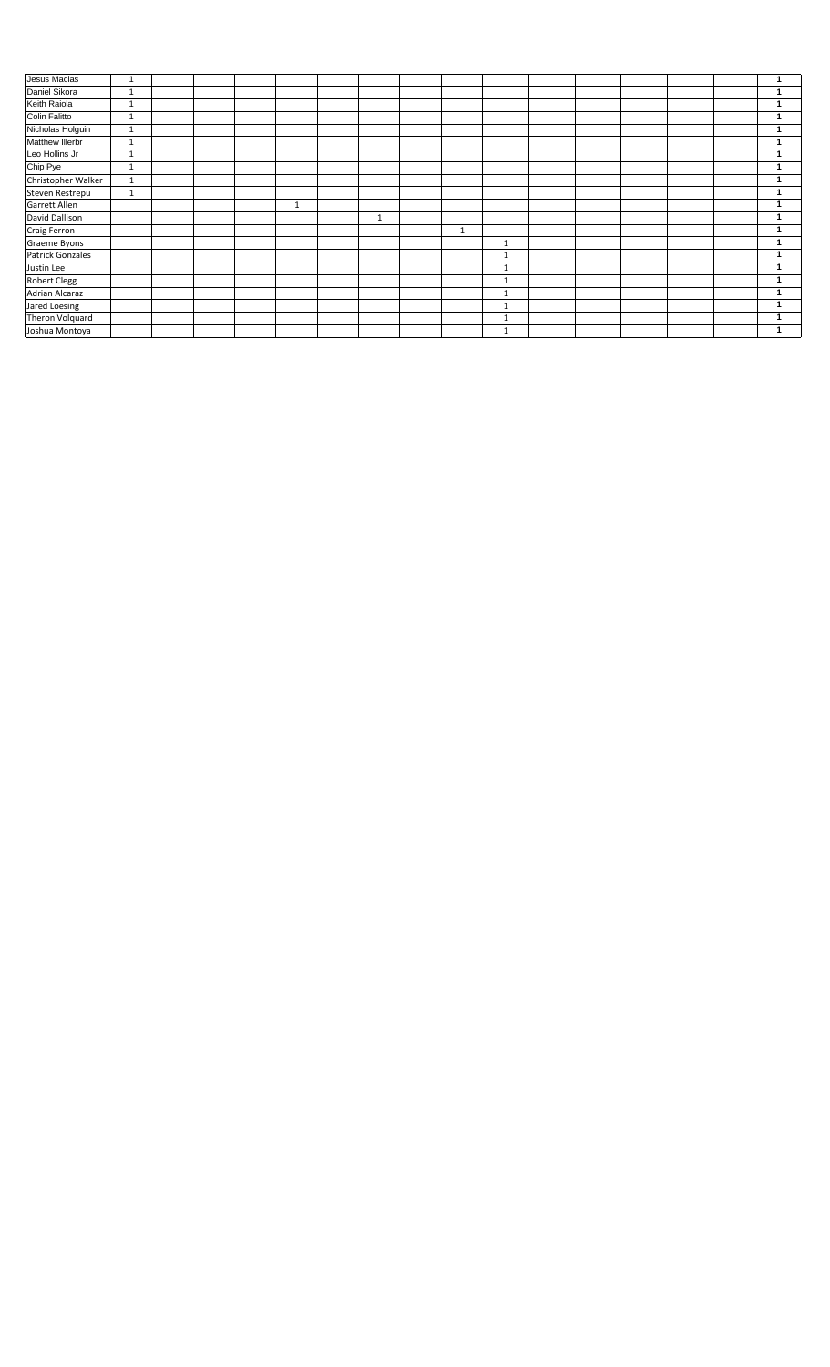| | | | | | | | | | | | | | | | | |
|---|---|---|---|---|---|---|---|---|---|---|---|---|---|---|---|---|
| Jesus Macias | 1 | | | | | | | | | | | | | | | **1** |
| Daniel Sikora | 1 | | | | | | | | | | | | | | | **1** |
| Keith Raiola | 1 | | | | | | | | | | | | | | | **1** |
| Colin Falitto | 1 | | | | | | | | | | | | | | | **1** |
| Nicholas Holguin | 1 | | | | | | | | | | | | | | | **1** |
| Matthew Illerbr | 1 | | | | | | | | | | | | | | | **1** |
| Leo Hollins Jr | 1 | | | | | | | | | | | | | | | **1** |
| Chip Pye | 1 | | | | | | | | | | | | | | | **1** |
| Christopher Walker | 1 | | | | | | | | | | | | | | | **1** |
| Steven Restrepu | 1 | | | | | | | | | | | | | | | **1** |
| Garrett Allen | | | | | 1 | | | | | | | | | | | **1** |
| David Dallison | | | | | | | 1 | | | | | | | | | **1** |
| Craig Ferron | | | | | | | | | 1 | | | | | | | **1** |
| Graeme Byons | | | | | | | | | | 1 | | | | | | **1** |
| Patrick Gonzales | | | | | | | | | | 1 | | | | | | **1** |
| Justin Lee | | | | | | | | | | 1 | | | | | | **1** |
| Robert Clegg | | | | | | | | | | 1 | | | | | | **1** |
| Adrian Alcaraz | | | | | | | | | | 1 | | | | | | **1** |
| Jared Loesing | | | | | | | | | | 1 | | | | | | **1** |
| Theron Volquard | | | | | | | | | | 1 | | | | | | **1** |
| Joshua Montoya | | | | | | | | | | 1 | | | | | | **1** |